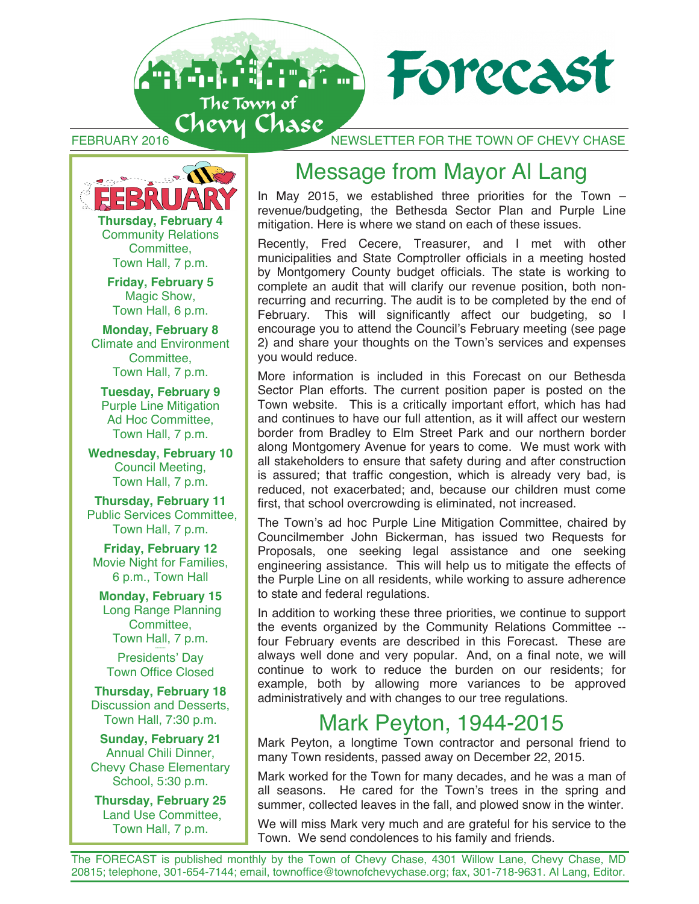# Forecast

The Town of Chevy Chase

FEBRUARY 2016 — NEWSLETTER FOR THE TOWN OF CHEVY CHASE

## FEBRUARY

**Thursday, February 4**
Community Relations Committee, Town Hall, 7 p.m.

**Friday, February 5**
Magic Show, Town Hall, 6 p.m.

**Monday, February 8**
Climate and Environment Committee, Town Hall, 7 p.m.

**Tuesday, February 9**
Purple Line Mitigation Ad Hoc Committee, Town Hall, 7 p.m.

**Wednesday, February 10**
Council Meeting, Town Hall, 7 p.m.

**Thursday, February 11**
Public Services Committee, Town Hall, 7 p.m.

**Friday, February 12**
Movie Night for Families, 6 p.m., Town Hall

**Monday, February 15**
Long Range Planning Committee, Town Hall, 7 p.m.

Presidents' Day
Town Office Closed

**Thursday, February 18**
Discussion and Desserts, Town Hall, 7:30 p.m.

**Sunday, February 21**
Annual Chili Dinner, Chevy Chase Elementary School, 5:30 p.m.

**Thursday, February 25**
Land Use Committee, Town Hall, 7 p.m.

## Message from Mayor Al Lang

In May 2015, we established three priorities for the Town – revenue/budgeting, the Bethesda Sector Plan and Purple Line mitigation. Here is where we stand on each of these issues.

Recently, Fred Cecere, Treasurer, and I met with other municipalities and State Comptroller officials in a meeting hosted by Montgomery County budget officials. The state is working to complete an audit that will clarify our revenue position, both non-recurring and recurring. The audit is to be completed by the end of February. This will significantly affect our budgeting, so I encourage you to attend the Council's February meeting (see page 2) and share your thoughts on the Town's services and expenses you would reduce.

More information is included in this Forecast on our Bethesda Sector Plan efforts. The current position paper is posted on the Town website. This is a critically important effort, which has had and continues to have our full attention, as it will affect our western border from Bradley to Elm Street Park and our northern border along Montgomery Avenue for years to come. We must work with all stakeholders to ensure that safety during and after construction is assured; that traffic congestion, which is already very bad, is reduced, not exacerbated; and, because our children must come first, that school overcrowding is eliminated, not increased.

The Town's ad hoc Purple Line Mitigation Committee, chaired by Councilmember John Bickerman, has issued two Requests for Proposals, one seeking legal assistance and one seeking engineering assistance. This will help us to mitigate the effects of the Purple Line on all residents, while working to assure adherence to state and federal regulations.

In addition to working these three priorities, we continue to support the events organized by the Community Relations Committee -- four February events are described in this Forecast. These are always well done and very popular. And, on a final note, we will continue to work to reduce the burden on our residents; for example, both by allowing more variances to be approved administratively and with changes to our tree regulations.

## Mark Peyton, 1944-2015

Mark Peyton, a longtime Town contractor and personal friend to many Town residents, passed away on December 22, 2015.

Mark worked for the Town for many decades, and he was a man of all seasons. He cared for the Town's trees in the spring and summer, collected leaves in the fall, and plowed snow in the winter.

We will miss Mark very much and are grateful for his service to the Town. We send condolences to his family and friends.

The FORECAST is published monthly by the Town of Chevy Chase, 4301 Willow Lane, Chevy Chase, MD 20815; telephone, 301-654-7144; email, townoffice@townofchevychase.org; fax, 301-718-9631. Al Lang, Editor.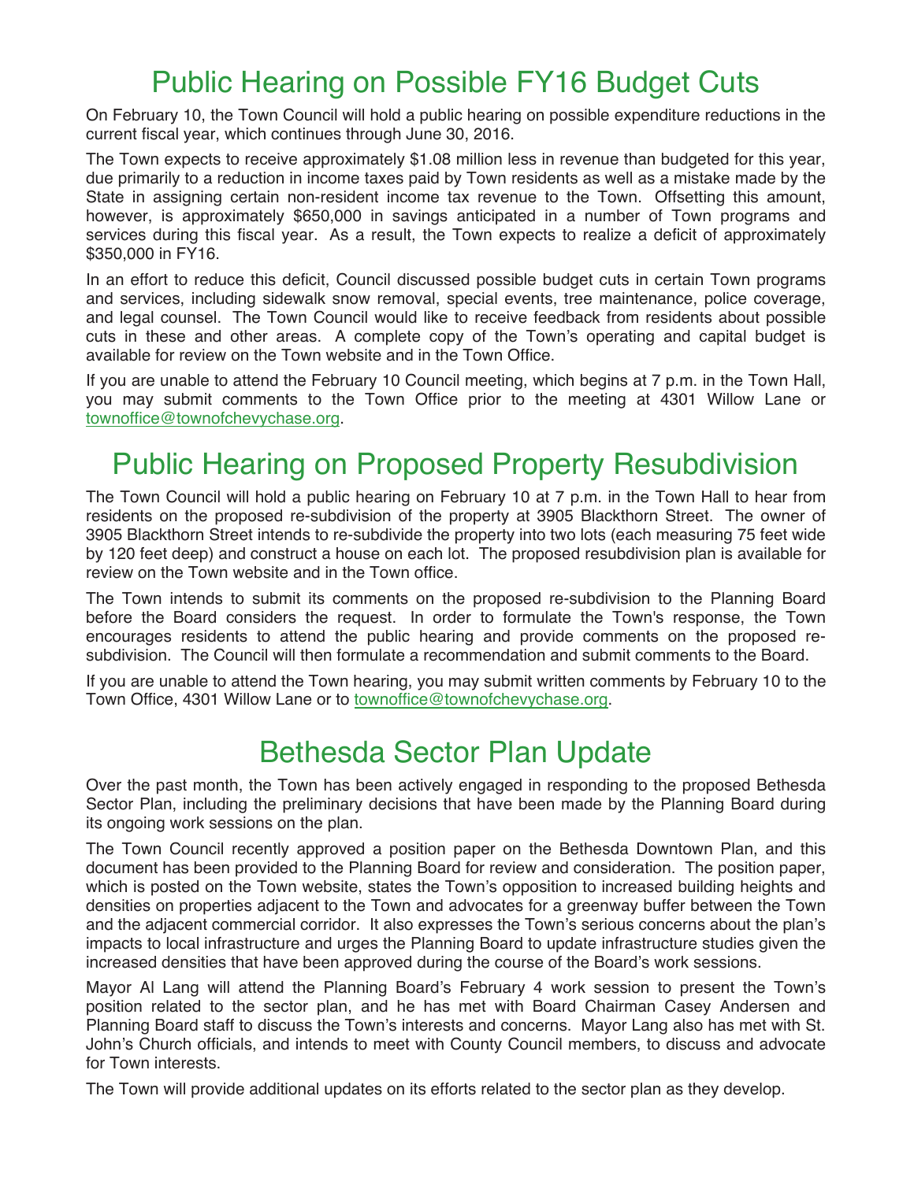# Public Hearing on Possible FY16 Budget Cuts

On February 10, the Town Council will hold a public hearing on possible expenditure reductions in the current fiscal year, which continues through June 30, 2016.

The Town expects to receive approximately $1.08 million less in revenue than budgeted for this year, due primarily to a reduction in income taxes paid by Town residents as well as a mistake made by the State in assigning certain non-resident income tax revenue to the Town. Offsetting this amount, however, is approximately $650,000 in savings anticipated in a number of Town programs and services during this fiscal year. As a result, the Town expects to realize a deficit of approximately $350,000 in FY16.

In an effort to reduce this deficit, Council discussed possible budget cuts in certain Town programs and services, including sidewalk snow removal, special events, tree maintenance, police coverage, and legal counsel. The Town Council would like to receive feedback from residents about possible cuts in these and other areas. A complete copy of the Town's operating and capital budget is available for review on the Town website and in the Town Office.

If you are unable to attend the February 10 Council meeting, which begins at 7 p.m. in the Town Hall, you may submit comments to the Town Office prior to the meeting at 4301 Willow Lane or townoffice@townofchevychase.org.

# Public Hearing on Proposed Property Resubdivision

The Town Council will hold a public hearing on February 10 at 7 p.m. in the Town Hall to hear from residents on the proposed re-subdivision of the property at 3905 Blackthorn Street. The owner of 3905 Blackthorn Street intends to re-subdivide the property into two lots (each measuring 75 feet wide by 120 feet deep) and construct a house on each lot. The proposed resubdivision plan is available for review on the Town website and in the Town office.

The Town intends to submit its comments on the proposed re-subdivision to the Planning Board before the Board considers the request. In order to formulate the Town's response, the Town encourages residents to attend the public hearing and provide comments on the proposed re-subdivision. The Council will then formulate a recommendation and submit comments to the Board.

If you are unable to attend the Town hearing, you may submit written comments by February 10 to the Town Office, 4301 Willow Lane or to townoffice@townofchevychase.org.

# Bethesda Sector Plan Update

Over the past month, the Town has been actively engaged in responding to the proposed Bethesda Sector Plan, including the preliminary decisions that have been made by the Planning Board during its ongoing work sessions on the plan.

The Town Council recently approved a position paper on the Bethesda Downtown Plan, and this document has been provided to the Planning Board for review and consideration. The position paper, which is posted on the Town website, states the Town's opposition to increased building heights and densities on properties adjacent to the Town and advocates for a greenway buffer between the Town and the adjacent commercial corridor. It also expresses the Town's serious concerns about the plan's impacts to local infrastructure and urges the Planning Board to update infrastructure studies given the increased densities that have been approved during the course of the Board's work sessions.

Mayor Al Lang will attend the Planning Board's February 4 work session to present the Town's position related to the sector plan, and he has met with Board Chairman Casey Andersen and Planning Board staff to discuss the Town's interests and concerns. Mayor Lang also has met with St. John's Church officials, and intends to meet with County Council members, to discuss and advocate for Town interests.

The Town will provide additional updates on its efforts related to the sector plan as they develop.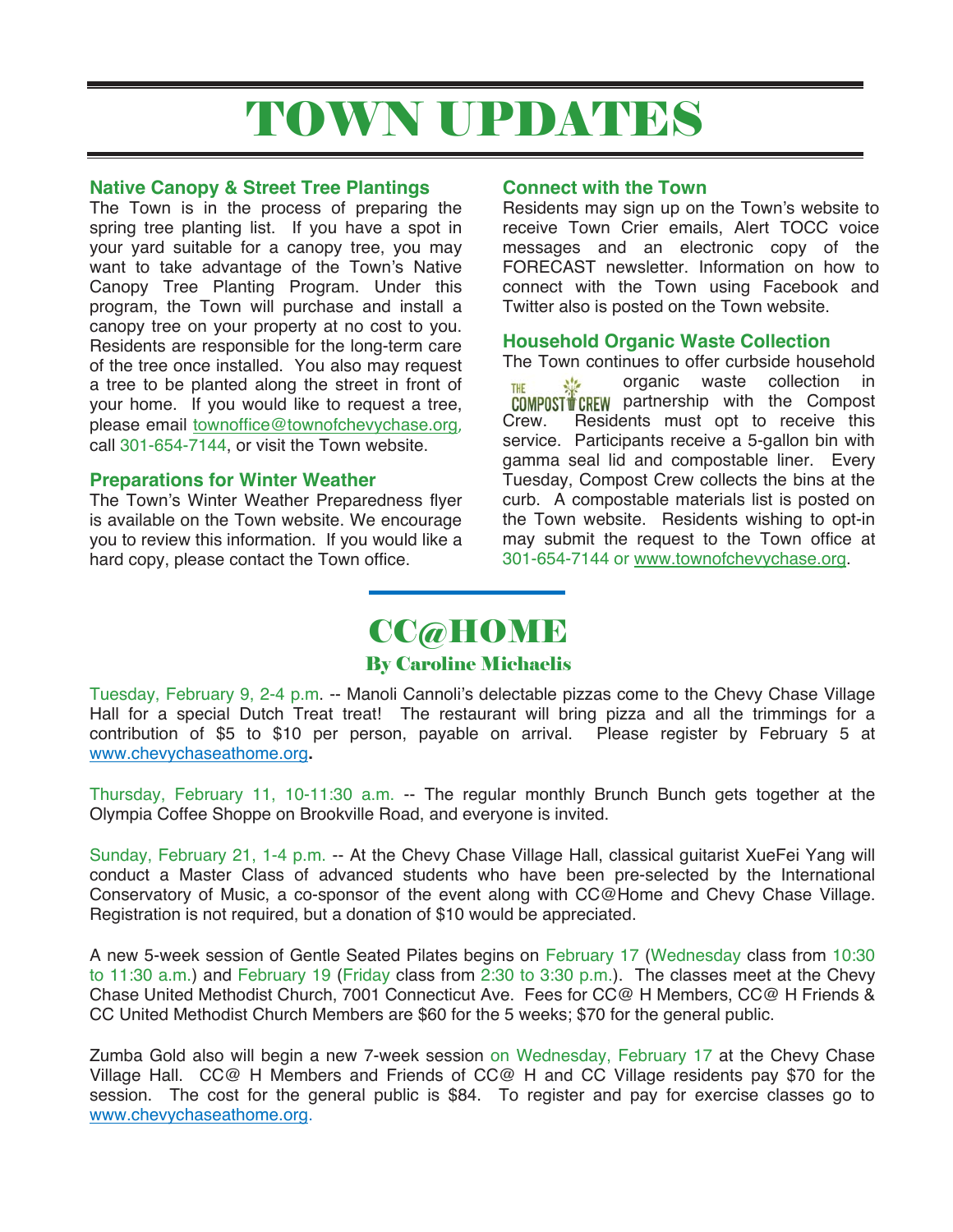# TOWN UPDATES

### Native Canopy & Street Tree Plantings

The Town is in the process of preparing the spring tree planting list. If you have a spot in your yard suitable for a canopy tree, you may want to take advantage of the Town's Native Canopy Tree Planting Program. Under this program, the Town will purchase and install a canopy tree on your property at no cost to you. Residents are responsible for the long-term care of the tree once installed. You also may request a tree to be planted along the street in front of your home. If you would like to request a tree, please email townoffice@townofchevychase.org, call 301-654-7144, or visit the Town website.

### Preparations for Winter Weather

The Town's Winter Weather Preparedness flyer is available on the Town website. We encourage you to review this information. If you would like a hard copy, please contact the Town office.

### Connect with the Town

Residents may sign up on the Town's website to receive Town Crier emails, Alert TOCC voice messages and an electronic copy of the FORECAST newsletter. Information on how to connect with the Town using Facebook and Twitter also is posted on the Town website.

### Household Organic Waste Collection

The Town continues to offer curbside household organic waste collection in partnership with the Compost Crew. Residents must opt to receive this service. Participants receive a 5-gallon bin with gamma seal lid and compostable liner. Every Tuesday, Compost Crew collects the bins at the curb. A compostable materials list is posted on the Town website. Residents wishing to opt-in may submit the request to the Town office at 301-654-7144 or www.townofchevychase.org.

## CC@HOME

**By Caroline Michaelis**

Tuesday, February 9, 2-4 p.m. -- Manoli Cannoli's delectable pizzas come to the Chevy Chase Village Hall for a special Dutch Treat treat! The restaurant will bring pizza and all the trimmings for a contribution of $5 to $10 per person, payable on arrival. Please register by February 5 at www.chevychaseathome.org.

Thursday, February 11, 10-11:30 a.m. -- The regular monthly Brunch Bunch gets together at the Olympia Coffee Shoppe on Brookville Road, and everyone is invited.

Sunday, February 21, 1-4 p.m. -- At the Chevy Chase Village Hall, classical guitarist XueFei Yang will conduct a Master Class of advanced students who have been pre-selected by the International Conservatory of Music, a co-sponsor of the event along with CC@Home and Chevy Chase Village. Registration is not required, but a donation of $10 would be appreciated.

A new 5-week session of Gentle Seated Pilates begins on February 17 (Wednesday class from 10:30 to 11:30 a.m.) and February 19 (Friday class from 2:30 to 3:30 p.m.). The classes meet at the Chevy Chase United Methodist Church, 7001 Connecticut Ave. Fees for CC@ H Members, CC@ H Friends & CC United Methodist Church Members are $60 for the 5 weeks; $70 for the general public.

Zumba Gold also will begin a new 7-week session on Wednesday, February 17 at the Chevy Chase Village Hall. CC@ H Members and Friends of CC@ H and CC Village residents pay $70 for the session. The cost for the general public is $84. To register and pay for exercise classes go to www.chevychaseathome.org.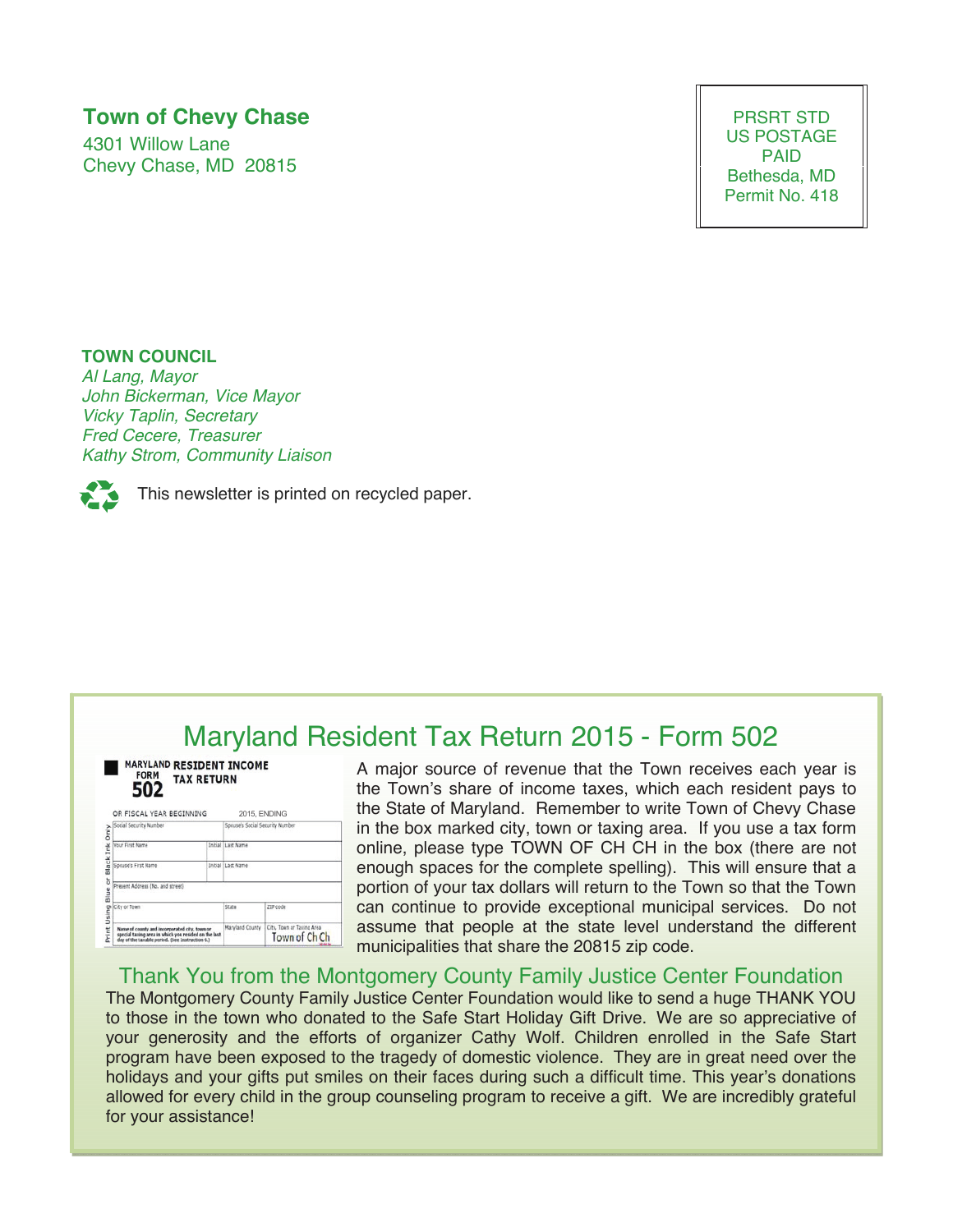**Town of Chevy Chase**
4301 Willow Lane
Chevy Chase, MD 20815

PRSRT STD
US POSTAGE
PAID
Bethesda, MD
Permit No. 418

**TOWN COUNCIL**
*Al Lang, Mayor*
*John Bickerman, Vice Mayor*
*Vicky Taplin, Secretary*
*Fred Cecere, Treasurer*
*Kathy Strom, Community Liaison*

This newsletter is printed on recycled paper.

## Maryland Resident Tax Return 2015 - Form 502

A major source of revenue that the Town receives each year is the Town's share of income taxes, which each resident pays to the State of Maryland. Remember to write Town of Chevy Chase in the box marked city, town or taxing area. If you use a tax form online, please type TOWN OF CH CH in the box (there are not enough spaces for the complete spelling). This will ensure that a portion of your tax dollars will return to the Town so that the Town can continue to provide exceptional municipal services. Do not assume that people at the state level understand the different municipalities that share the 20815 zip code.

## Thank You from the Montgomery County Family Justice Center Foundation

The Montgomery County Family Justice Center Foundation would like to send a huge THANK YOU to those in the town who donated to the Safe Start Holiday Gift Drive. We are so appreciative of your generosity and the efforts of organizer Cathy Wolf. Children enrolled in the Safe Start program have been exposed to the tragedy of domestic violence. They are in great need over the holidays and your gifts put smiles on their faces during such a difficult time. This year's donations allowed for every child in the group counseling program to receive a gift. We are incredibly grateful for your assistance!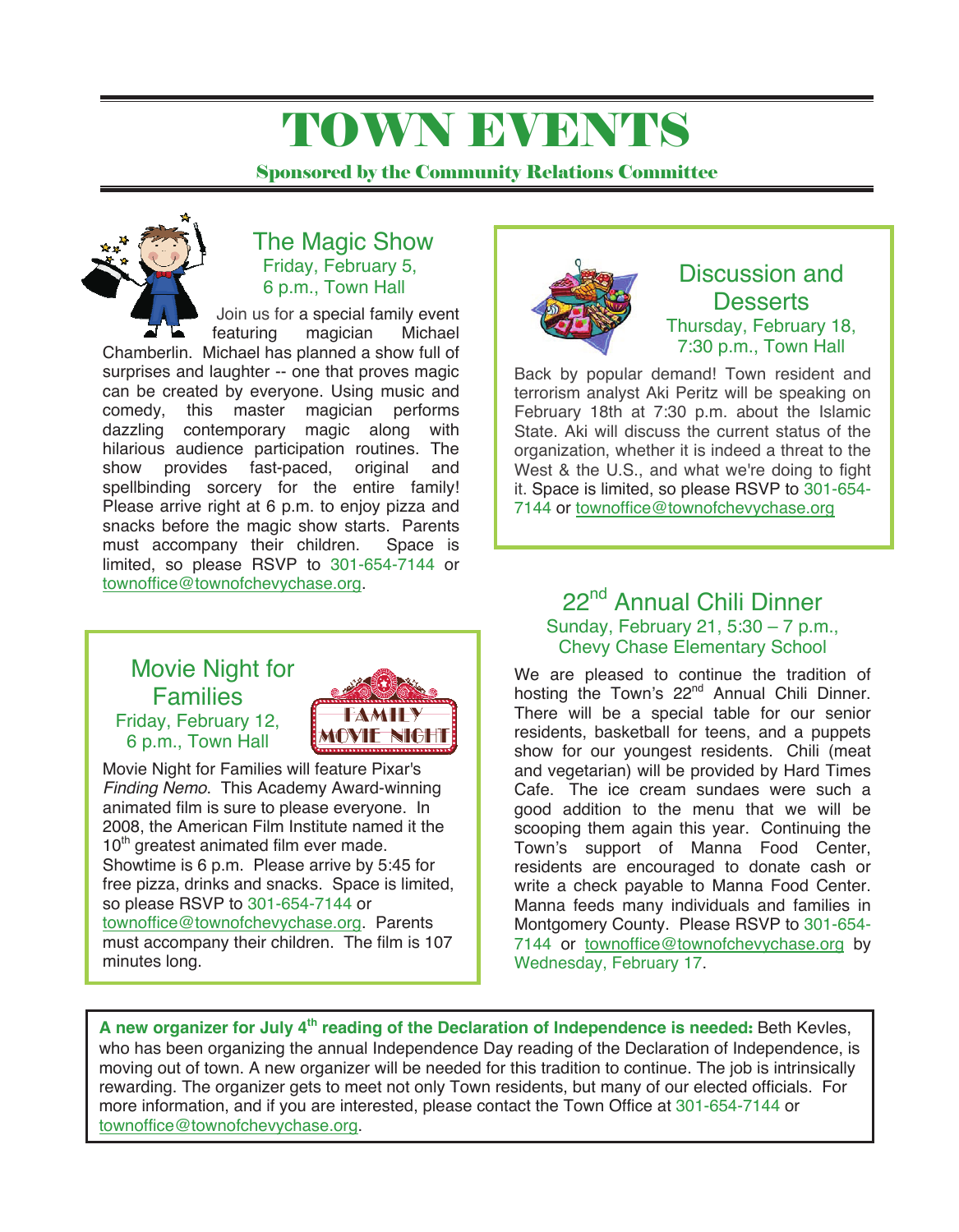# TOWN EVENTS

**Sponsored by the Community Relations Committee**

## The Magic Show

Friday, February 5,
6 p.m., Town Hall

Join us for a special family event featuring magician Michael Chamberlin. Michael has planned a show full of surprises and laughter -- one that proves magic can be created by everyone. Using music and comedy, this master magician performs dazzling contemporary magic along with hilarious audience participation routines. The show provides fast-paced, original and spellbinding sorcery for the entire family! Please arrive right at 6 p.m. to enjoy pizza and snacks before the magic show starts. Parents must accompany their children. Space is limited, so please RSVP to 301-654-7144 or townoffice@townofchevychase.org.

## Movie Night for Families

Friday, February 12,
6 p.m., Town Hall

Movie Night for Families will feature Pixar's *Finding Nemo*. This Academy Award-winning animated film is sure to please everyone. In 2008, the American Film Institute named it the 10th greatest animated film ever made. Showtime is 6 p.m. Please arrive by 5:45 for free pizza, drinks and snacks. Space is limited, so please RSVP to 301-654-7144 or townoffice@townofchevychase.org. Parents must accompany their children. The film is 107 minutes long.

## Discussion and Desserts

Thursday, February 18,
7:30 p.m., Town Hall

Back by popular demand! Town resident and terrorism analyst Aki Peritz will be speaking on February 18th at 7:30 p.m. about the Islamic State. Aki will discuss the current status of the organization, whether it is indeed a threat to the West & the U.S., and what we're doing to fight it. Space is limited, so please RSVP to 301-654-7144 or townoffice@townofchevychase.org

## 22nd Annual Chili Dinner

Sunday, February 21, 5:30 – 7 p.m.,
Chevy Chase Elementary School

We are pleased to continue the tradition of hosting the Town's 22nd Annual Chili Dinner. There will be a special table for our senior residents, basketball for teens, and a puppets show for our youngest residents. Chili (meat and vegetarian) will be provided by Hard Times Cafe. The ice cream sundaes were such a good addition to the menu that we will be scooping them again this year. Continuing the Town's support of Manna Food Center, residents are encouraged to donate cash or write a check payable to Manna Food Center. Manna feeds many individuals and families in Montgomery County. Please RSVP to 301-654-7144 or townoffice@townofchevychase.org by Wednesday, February 17.

**A new organizer for July 4th reading of the Declaration of Independence is needed:** Beth Kevles, who has been organizing the annual Independence Day reading of the Declaration of Independence, is moving out of town. A new organizer will be needed for this tradition to continue. The job is intrinsically rewarding. The organizer gets to meet not only Town residents, but many of our elected officials. For more information, and if you are interested, please contact the Town Office at 301-654-7144 or townoffice@townofchevychase.org.